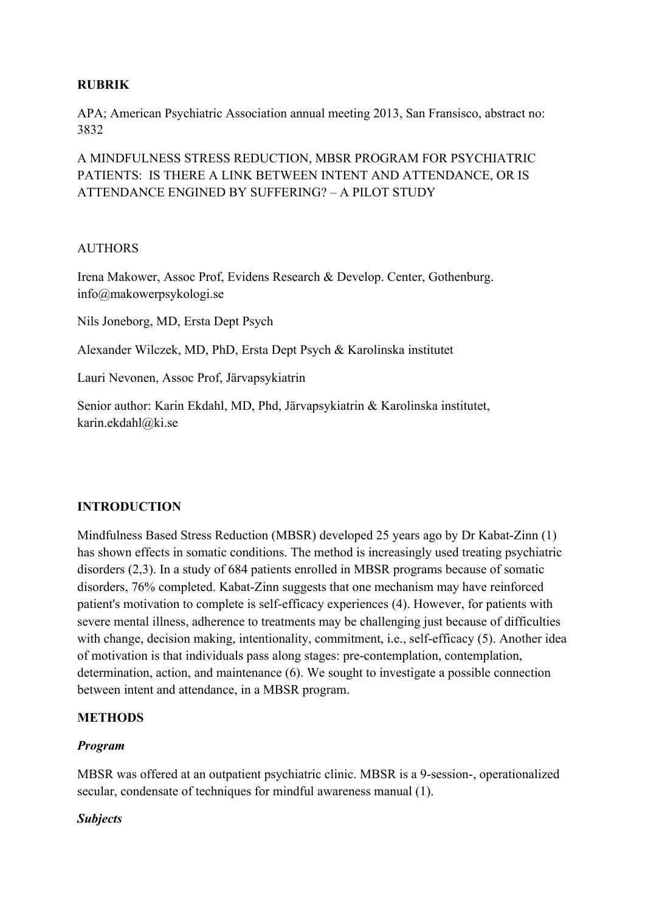**RUBRIK**

APA; American Psychiatric Association annual meeting 2013, San Fransisco, abstract no: 3832

A MINDFULNESS STRESS REDUCTION, MBSR PROGRAM FOR PSYCHIATRIC PATIENTS: IS THERE A LINK BETWEEN INTENT AND ATTENDANCE, OR IS ATTENDANCE ENGINED BY SUFFERING? – A PILOT STUDY

AUTHORS

Irena Makower, Assoc Prof, Evidens Research & Develop. Center, Gothenburg. info@makowerpsykologi.se

Nils Joneborg, MD, Ersta Dept Psych

Alexander Wilczek, MD, PhD, Ersta Dept Psych & Karolinska institutet

Lauri Nevonen, Assoc Prof, Järvapsykiatrin

Senior author: Karin Ekdahl, MD, Phd, Järvapsykiatrin & Karolinska institutet, karin.ekdahl@ki.se

## INTRODUCTION

Mindfulness Based Stress Reduction (MBSR) developed 25 years ago by Dr Kabat-Zinn (1) has shown effects in somatic conditions. The method is increasingly used treating psychiatric disorders (2,3). In a study of 684 patients enrolled in MBSR programs because of somatic disorders, 76% completed. Kabat-Zinn suggests that one mechanism may have reinforced patient's motivation to complete is self-efficacy experiences (4). However, for patients with severe mental illness, adherence to treatments may be challenging just because of difficulties with change, decision making, intentionality, commitment, i.e., self-efficacy (5). Another idea of motivation is that individuals pass along stages: pre-contemplation, contemplation, determination, action, and maintenance (6). We sought to investigate a possible connection between intent and attendance, in a MBSR program.

## METHODS

### *Program*

MBSR was offered at an outpatient psychiatric clinic. MBSR is a 9-session-, operationalized secular, condensate of techniques for mindful awareness manual (1).

### *Subjects*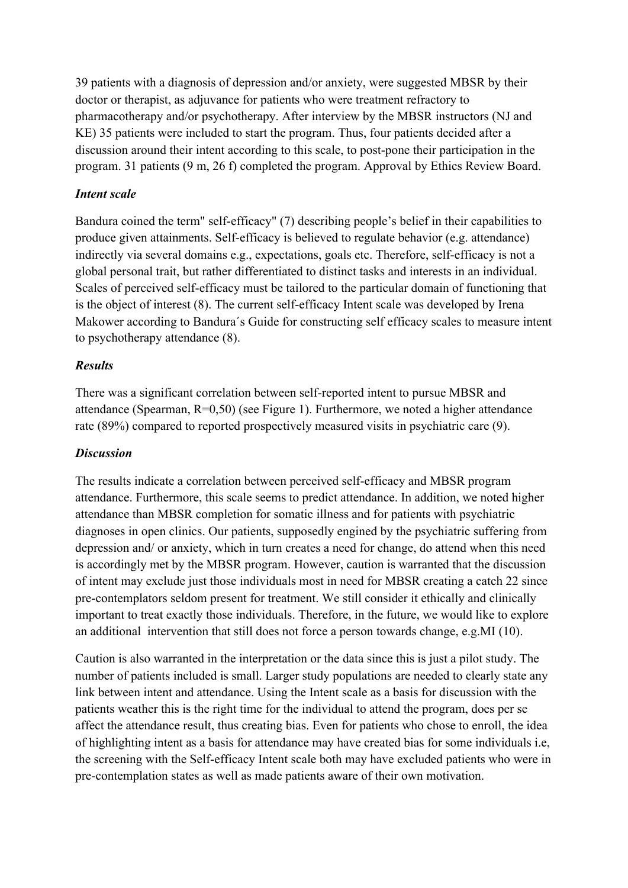39 patients with a diagnosis of depression and/or anxiety, were suggested MBSR by their doctor or therapist, as adjuvance for patients who were treatment refractory to pharmacotherapy and/or psychotherapy. After interview by the MBSR instructors (NJ and KE) 35 patients were included to start the program. Thus, four patients decided after a discussion around their intent according to this scale, to post-pone their participation in the program. 31 patients (9 m, 26 f) completed the program. Approval by Ethics Review Board.

### *Intent scale*

Bandura coined the term" self-efficacy" (7) describing people's belief in their capabilities to produce given attainments. Self-efficacy is believed to regulate behavior (e.g. attendance) indirectly via several domains e.g., expectations, goals etc. Therefore, self-efficacy is not a global personal trait, but rather differentiated to distinct tasks and interests in an individual. Scales of perceived self-efficacy must be tailored to the particular domain of functioning that is the object of interest (8). The current self-efficacy Intent scale was developed by Irena Makower according to Bandura´s Guide for constructing self efficacy scales to measure intent to psychotherapy attendance (8).

### *Results*

There was a significant correlation between self-reported intent to pursue MBSR and attendance (Spearman, R=0,50) (see Figure 1). Furthermore, we noted a higher attendance rate (89%) compared to reported prospectively measured visits in psychiatric care (9).

### *Discussion*

The results indicate a correlation between perceived self-efficacy and MBSR program attendance. Furthermore, this scale seems to predict attendance. In addition, we noted higher attendance than MBSR completion for somatic illness and for patients with psychiatric diagnoses in open clinics. Our patients, supposedly engined by the psychiatric suffering from depression and/ or anxiety, which in turn creates a need for change, do attend when this need is accordingly met by the MBSR program. However, caution is warranted that the discussion of intent may exclude just those individuals most in need for MBSR creating a catch 22 since pre-contemplators seldom present for treatment. We still consider it ethically and clinically important to treat exactly those individuals. Therefore, in the future, we would like to explore an additional intervention that still does not force a person towards change, e.g.MI (10).

Caution is also warranted in the interpretation or the data since this is just a pilot study. The number of patients included is small. Larger study populations are needed to clearly state any link between intent and attendance. Using the Intent scale as a basis for discussion with the patients weather this is the right time for the individual to attend the program, does per se affect the attendance result, thus creating bias. Even for patients who chose to enroll, the idea of highlighting intent as a basis for attendance may have created bias for some individuals i.e, the screening with the Self-efficacy Intent scale both may have excluded patients who were in pre-contemplation states as well as made patients aware of their own motivation.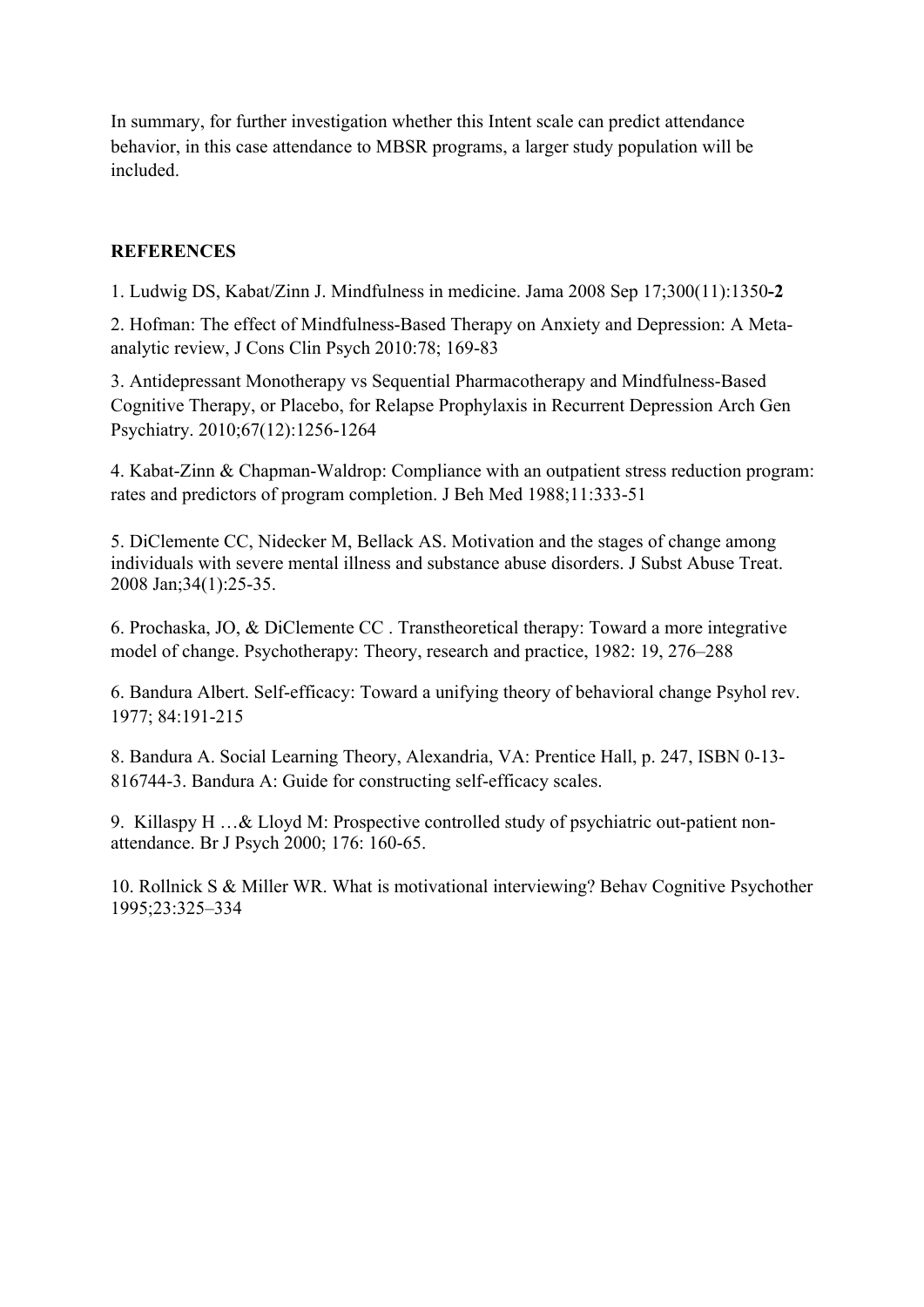In summary, for further investigation whether this Intent scale can predict attendance behavior, in this case attendance to MBSR programs, a larger study population will be included.

**REFERENCES**

1. Ludwig DS, Kabat/Zinn J. Mindfulness in medicine. Jama 2008 Sep 17;300(11):1350**-2**

2. Hofman: The effect of Mindfulness-Based Therapy on Anxiety and Depression: A Meta-analytic review, J Cons Clin Psych 2010:78; 169-83

3. Antidepressant Monotherapy vs Sequential Pharmacotherapy and Mindfulness-Based Cognitive Therapy, or Placebo, for Relapse Prophylaxis in Recurrent Depression Arch Gen Psychiatry. 2010;67(12):1256-1264

4. Kabat-Zinn & Chapman-Waldrop: Compliance with an outpatient stress reduction program: rates and predictors of program completion. J Beh Med 1988;11:333-51

5. DiClemente CC, Nidecker M, Bellack AS. Motivation and the stages of change among individuals with severe mental illness and substance abuse disorders. J Subst Abuse Treat. 2008 Jan;34(1):25-35.

6. Prochaska, JO, & DiClemente CC . Transtheoretical therapy: Toward a more integrative model of change. Psychotherapy: Theory, research and practice, 1982: 19, 276–288

6. Bandura Albert. Self-efficacy: Toward a unifying theory of behavioral change Psyhol rev. 1977; 84:191-215

8. Bandura A. Social Learning Theory, Alexandria, VA: Prentice Hall, p. 247, ISBN 0-13-816744-3. Bandura A: Guide for constructing self-efficacy scales.

9. Killaspy H …& Lloyd M: Prospective controlled study of psychiatric out-patient non-attendance. Br J Psych 2000; 176: 160-65.

10. Rollnick S & Miller WR. What is motivational interviewing? Behav Cognitive Psychother 1995;23:325–334